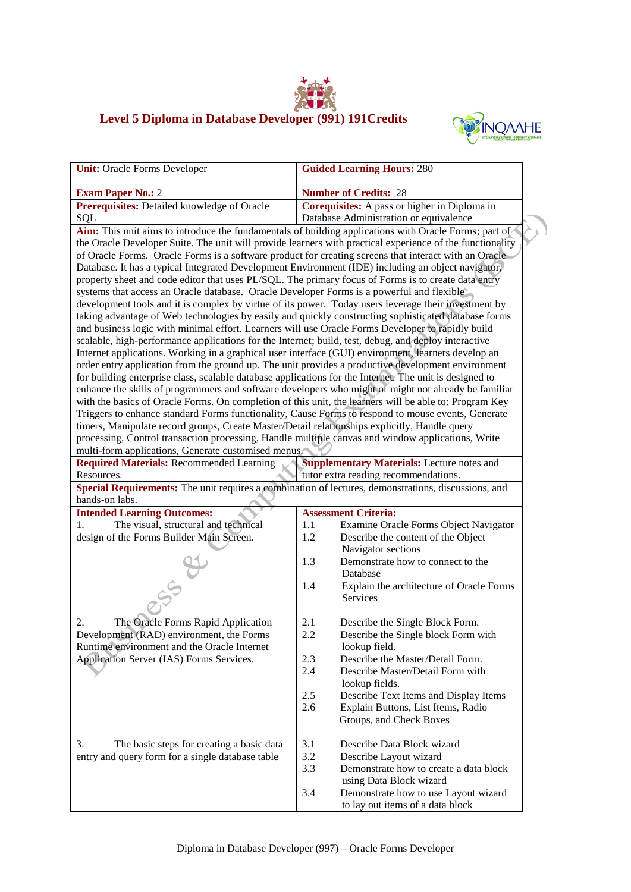# Level 5 Diploma in Database Developer (991) 191Credits

| **Unit:** Oracle Forms Developer<br><br>**Exam Paper No.:** 2 | **Guided Learning Hours:** 280<br><br>**Number of Credits:** 28 |
|---|---|
| **Prerequisites:** Detailed knowledge of Oracle SQL | **Corequisites:** A pass or higher in Diploma in Database Administration or equivalence |
| **Aim:** This unit aims to introduce the fundamentals of building applications with Oracle Forms; part of the Oracle Developer Suite. The unit will provide learners with practical experience of the functionality of Oracle Forms. Oracle Forms is a software product for creating screens that interact with an Oracle Database. It has a typical Integrated Development Environment (IDE) including an object navigator, property sheet and code editor that uses PL/SQL. The primary focus of Forms is to create data entry systems that access an Oracle database. Oracle Developer Forms is a powerful and flexible development tools and it is complex by virtue of its power. Today users leverage their investment by taking advantage of Web technologies by easily and quickly constructing sophisticated database forms and business logic with minimal effort. Learners will use Oracle Forms Developer to rapidly build scalable, high-performance applications for the Internet; build, test, debug, and deploy interactive Internet applications. Working in a graphical user interface (GUI) environment, learners develop an order entry application from the ground up. The unit provides a productive development environment for building enterprise class, scalable database applications for the Internet. The unit is designed to enhance the skills of programmers and software developers who might or might not already be familiar with the basics of Oracle Forms. On completion of this unit, the learners will be able to: Program Key Triggers to enhance standard Forms functionality, Cause Forms to respond to mouse events, Generate timers, Manipulate record groups, Create Master/Detail relationships explicitly, Handle query processing, Control transaction processing, Handle multiple canvas and window applications, Write multi-form applications, Generate customised menus. | |
| **Required Materials:** Recommended Learning Resources. | **Supplementary Materials:** Lecture notes and tutor extra reading recommendations. |
| **Special Requirements:** The unit requires a combination of lectures, demonstrations, discussions, and hands-on labs. | |
| **Intended Learning Outcomes:** | **Assessment Criteria:** |
| 1. The visual, structural and technical design of the Forms Builder Main Screen. | 1.1 Examine Oracle Forms Object Navigator<br>1.2 Describe the content of the Object Navigator sections<br>1.3 Demonstrate how to connect to the Database<br>1.4 Explain the architecture of Oracle Forms Services |
| 2. The Oracle Forms Rapid Application Development (RAD) environment, the Forms Runtime environment and the Oracle Internet Application Server (IAS) Forms Services. | 2.1 Describe the Single Block Form.<br>2.2 Describe the Single block Form with lookup field.<br>2.3 Describe the Master/Detail Form.<br>2.4 Describe Master/Detail Form with lookup fields.<br>2.5 Describe Text Items and Display Items<br>2.6 Explain Buttons, List Items, Radio Groups, and Check Boxes |
| 3. The basic steps for creating a basic data entry and query form for a single database table | 3.1 Describe Data Block wizard<br>3.2 Describe Layout wizard<br>3.3 Demonstrate how to create a data block using Data Block wizard<br>3.4 Demonstrate how to use Layout wizard to lay out items of a data block |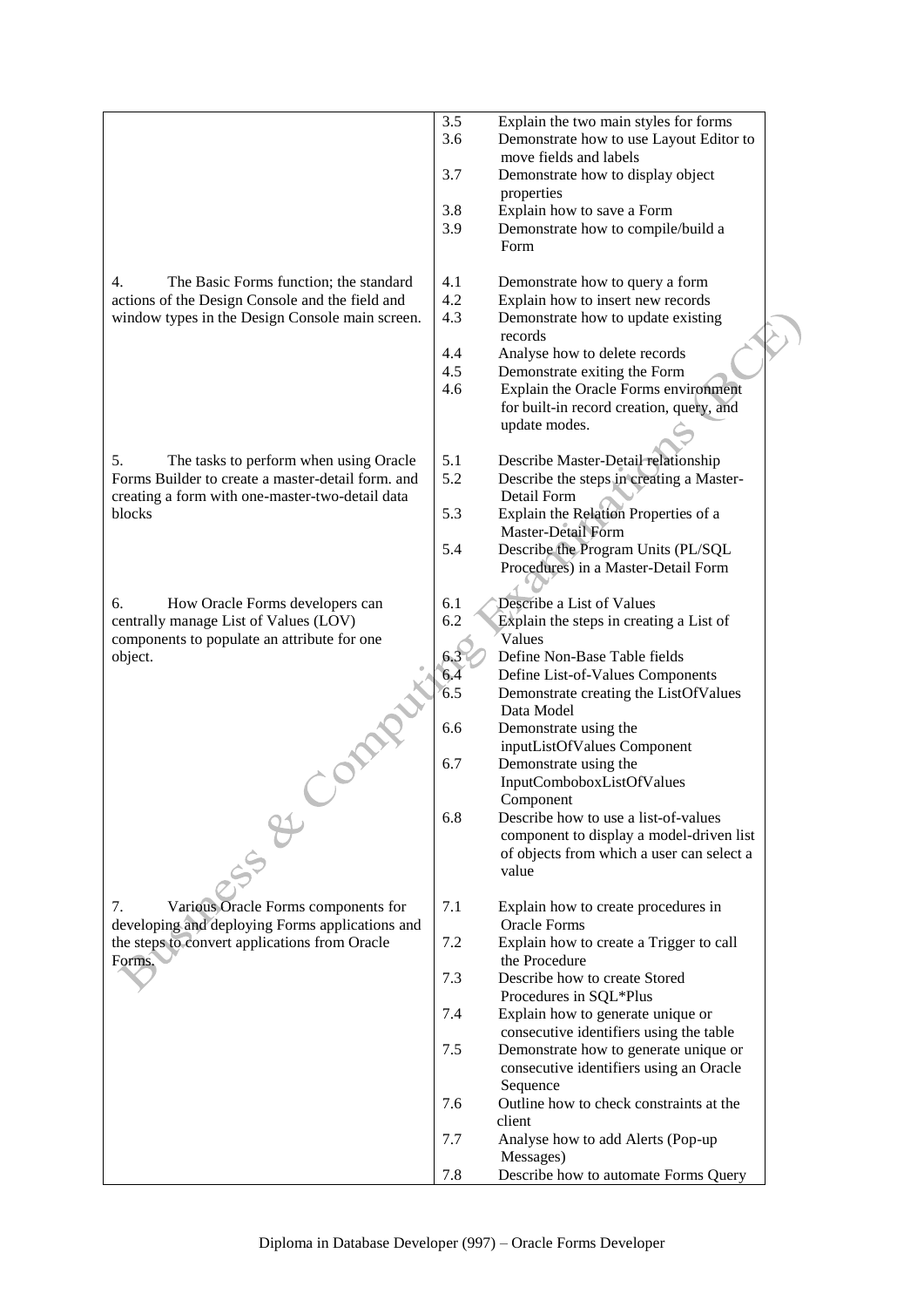| | | |
|---|---|---|
| | 3.5 | Explain the two main styles for forms |
| | 3.6 | Demonstrate how to use Layout Editor to move fields and labels |
| | 3.7 | Demonstrate how to display object properties |
| | 3.8 | Explain how to save a Form |
| | 3.9 | Demonstrate how to compile/build a Form |
| 4. The Basic Forms function; the standard actions of the Design Console and the field and window types in the Design Console main screen. | 4.1 | Demonstrate how to query a form |
| | 4.2 | Explain how to insert new records |
| | 4.3 | Demonstrate how to update existing records |
| | 4.4 | Analyse how to delete records |
| | 4.5 | Demonstrate exiting the Form |
| | 4.6 | Explain the Oracle Forms environment for built-in record creation, query, and update modes. |
| 5. The tasks to perform when using Oracle Forms Builder to create a master-detail form. and creating a form with one-master-two-detail data blocks | 5.1 | Describe Master-Detail relationship |
| | 5.2 | Describe the steps in creating a Master-Detail Form |
| | 5.3 | Explain the Relation Properties of a Master-Detail Form |
| | 5.4 | Describe the Program Units (PL/SQL Procedures) in a Master-Detail Form |
| 6. How Oracle Forms developers can centrally manage List of Values (LOV) components to populate an attribute for one object. | 6.1 | Describe a List of Values |
| | 6.2 | Explain the steps in creating a List of Values |
| | 6.3 | Define Non-Base Table fields |
| | 6.4 | Define List-of-Values Components |
| | 6.5 | Demonstrate creating the ListOfValues Data Model |
| | 6.6 | Demonstrate using the inputListOfValues Component |
| | 6.7 | Demonstrate using the InputComboboxListOfValues Component |
| | 6.8 | Describe how to use a list-of-values component to display a model-driven list of objects from which a user can select a value |
| 7. Various Oracle Forms components for developing and deploying Forms applications and the steps to convert applications from Oracle Forms. | 7.1 | Explain how to create procedures in Oracle Forms |
| | 7.2 | Explain how to create a Trigger to call the Procedure |
| | 7.3 | Describe how to create Stored Procedures in SQL*Plus |
| | 7.4 | Explain how to generate unique or consecutive identifiers using the table |
| | 7.5 | Demonstrate how to generate unique or consecutive identifiers using an Oracle Sequence |
| | 7.6 | Outline how to check constraints at the client |
| | 7.7 | Analyse how to add Alerts (Pop-up Messages) |
| | 7.8 | Describe how to automate Forms Query |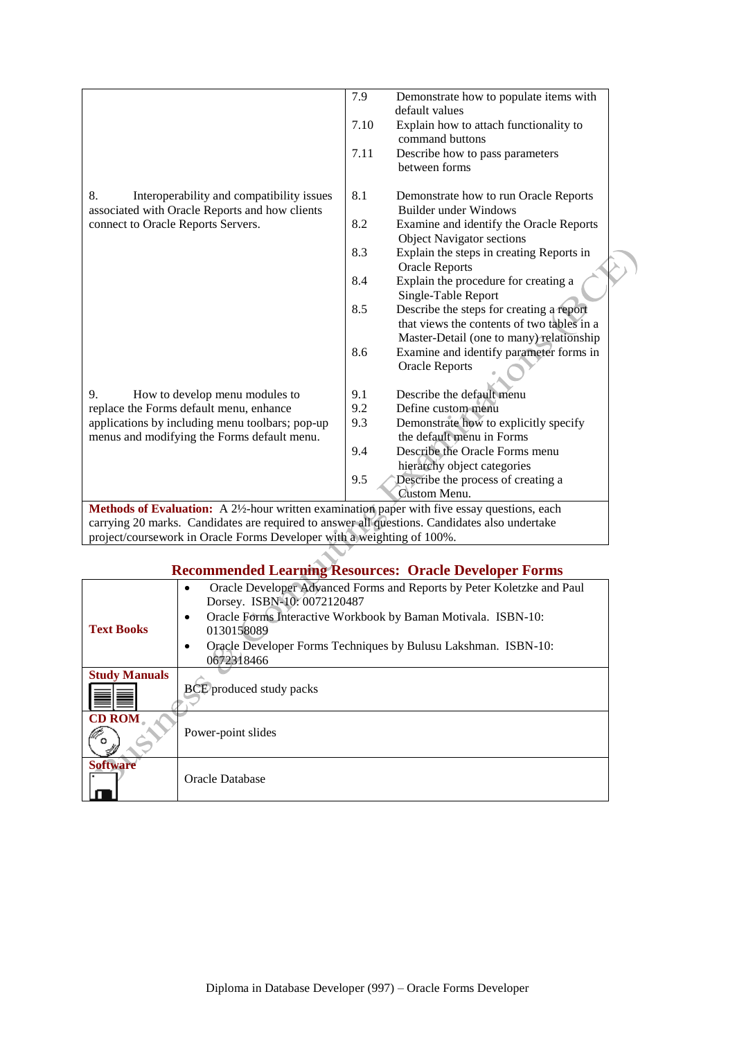| | | |
|---|---|---|
| | 7.9 | Demonstrate how to populate items with default values |
| | 7.10 | Explain how to attach functionality to command buttons |
| | 7.11 | Describe how to pass parameters between forms |
| 8. Interoperability and compatibility issues associated with Oracle Reports and how clients connect to Oracle Reports Servers. | 8.1 | Demonstrate how to run Oracle Reports Builder under Windows |
| | 8.2 | Examine and identify the Oracle Reports Object Navigator sections |
| | 8.3 | Explain the steps in creating Reports in Oracle Reports |
| | 8.4 | Explain the procedure for creating a Single-Table Report |
| | 8.5 | Describe the steps for creating a report that views the contents of two tables in a Master-Detail (one to many) relationship |
| | 8.6 | Examine and identify parameter forms in Oracle Reports |
| 9. How to develop menu modules to replace the Forms default menu, enhance applications by including menu toolbars; pop-up menus and modifying the Forms default menu. | 9.1 | Describe the default menu |
| | 9.2 | Define custom menu |
| | 9.3 | Demonstrate how to explicitly specify the default menu in Forms |
| | 9.4 | Describe the Oracle Forms menu hierarchy object categories |
| | 9.5 | Describe the process of creating a Custom Menu. |

**Methods of Evaluation:** A 2½-hour written examination paper with five essay questions, each carrying 20 marks. Candidates are required to answer all questions. Candidates also undertake project/coursework in Oracle Forms Developer with a weighting of 100%.

## Recommended Learning Resources: Oracle Developer Forms

| | |
|---|---|
| **Text Books** | • Oracle Developer Advanced Forms and Reports by Peter Koletzke and Paul Dorsey. ISBN-10: 0072120487<br>• Oracle Forms Interactive Workbook by Baman Motivala. ISBN-10: 0130158089<br>• Oracle Developer Forms Techniques by Bulusu Lakshman. ISBN-10: 0672318466 |
| **Study Manuals** | BCE produced study packs |
| **CD ROM** | Power-point slides |
| **Software** | Oracle Database |